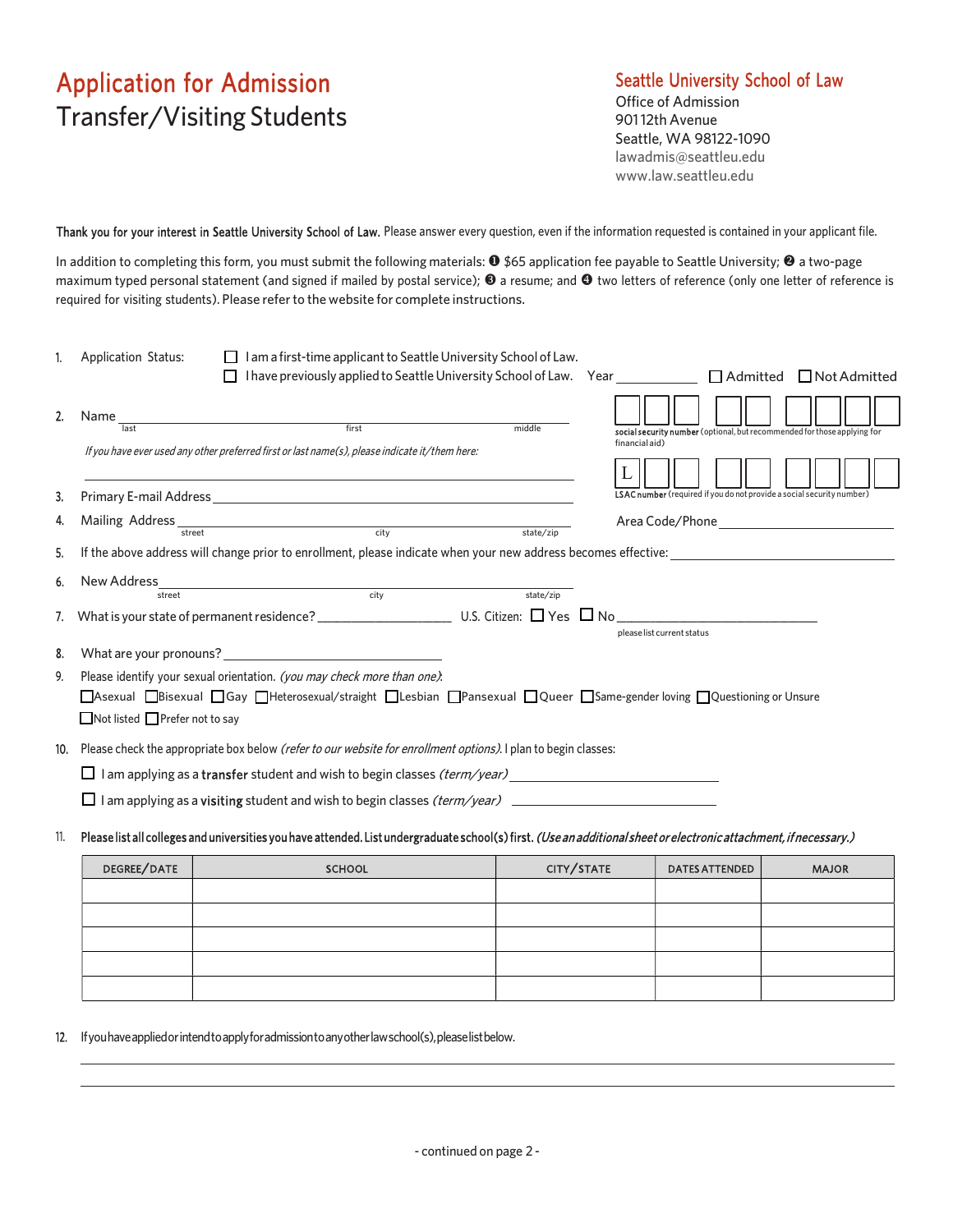# Application for Admission

## Transfer/Visiting Students

**Seattle University School of Law**
Office of Admission
901 12th Avenue
Seattle, WA 98122-1090
lawadmis@seattleu.edu
www.law.seattleu.edu

**Thank you for your interest in Seattle University School of Law.** Please answer every question, even if the information requested is contained in your applicant file.

In addition to completing this form, you must submit the following materials: ❶ $65 application fee payable to Seattle University; ❷ a two-page maximum typed personal statement (and signed if mailed by postal service); ❸ a resume; and ❹ two letters of reference (only one letter of reference is required for visiting students). Please refer to the website for complete instructions.

1. Application Status:
   - ☐ I am a first-time applicant to Seattle University School of Law.
   - ☐ I have previously applied to Seattle University School of Law. Year ________ ☐ Admitted ☐ Not Admitted

2. Name ______________________________________________
   last / first / middle

   *If you have ever used any other preferred first or last name(s), please indicate it/them here:*

   ______________________________________________

   social security number (optional, but recommended for those applying for financial aid) ☐☐☐ ☐☐ ☐☐☐☐

   LSAC number (required if you do not provide a social security number) L☐☐ ☐☐ ☐☐☐☐

3. Primary E-mail Address ______________________________________________

4. Mailing Address ______________________________________________
   street / city / state/zip

   Area Code/Phone ____________________

5. If the above address will change prior to enrollment, please indicate when your new address becomes effective: ____________________

6. New Address ______________________________________________
   street / city / state/zip

7. What is your state of permanent residence? ____________________ U.S. Citizen: ☐ Yes ☐ No ____________________
   please list current status

8. What are your pronouns? ____________________

9. Please identify your sexual orientation. *(you may check more than one)*:
   ☐Asexual ☐Bisexual ☐Gay ☐Heterosexual/straight ☐Lesbian ☐Pansexual ☐Queer ☐Same-gender loving ☐Questioning or Unsure ☐Not listed ☐Prefer not to say

10. Please check the appropriate box below *(refer to our website for enrollment options)*. I plan to begin classes:
    - ☐ I am applying as a **transfer** student and wish to begin classes *(term/year)* ____________________
    - ☐ I am applying as a **visiting** student and wish to begin classes *(term/year)* ____________________

11. **Please list all colleges and universities you have attended. List undergraduate school(s) first.** ***(Use an additional sheet or electronic attachment, if necessary.)***

| DEGREE/DATE | SCHOOL | CITY/STATE | DATES ATTENDED | MAJOR |
|---|---|---|---|---|
| | | | | |
| | | | | |
| | | | | |
| | | | | |
| | | | | |

12. If you have applied or intend to apply for admission to any other law school(s), please list below.

______________________________________________

______________________________________________

- continued on page 2 -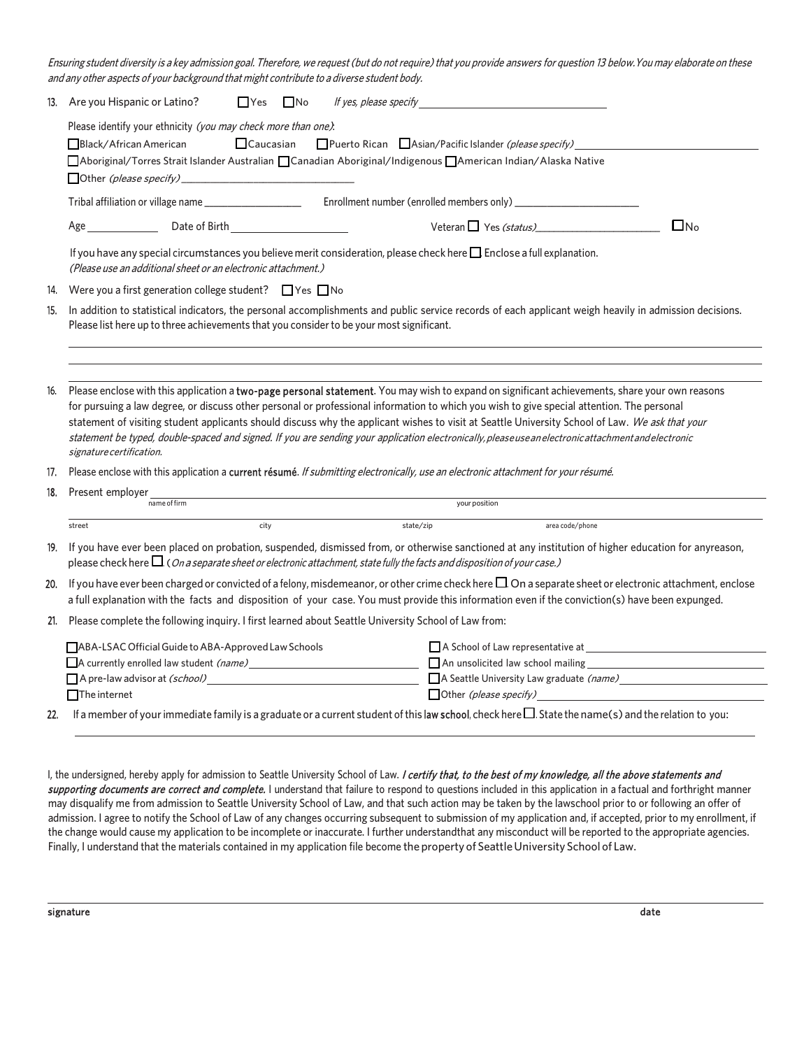*Ensuring student diversity is a key admission goal. Therefore, we request (but do not require) that you provide answers for question 13 below. You may elaborate on these and any other aspects of your background that might contribute to a diverse student body.*

13. Are you Hispanic or Latino? ☐ Yes ☐ No *If yes, please specify* ______________________________

    Please identify your ethnicity *(you may check more than one)*:

    ☐ Black/African American ☐ Caucasian ☐ Puerto Rican ☐ Asian/Pacific Islander *(please specify)* ______________________________

    ☐ Aboriginal/Torres Strait Islander Australian ☐ Canadian Aboriginal/Indigenous ☐ American Indian/Alaska Native

    ☐ Other *(please specify)* ______________________________

    Tribal affiliation or village name ______________ Enrollment number (enrolled members only) ______________

    Age __________ Date of Birth ______________ Veteran ☐ Yes *(status)* ______________ ☐ No

    If you have any special circumstances you believe merit consideration, please check here ☐ Enclose a full explanation. *(Please use an additional sheet or an electronic attachment.)*

14. Were you a first generation college student? ☐ Yes ☐ No

15. In addition to statistical indicators, the personal accomplishments and public service records of each applicant weigh heavily in admission decisions. Please list here up to three achievements that you consider to be your most significant.

    ______________________________________________________________

    ______________________________________________________________

    ______________________________________________________________

16. Please enclose with this application a **two-page personal statement**. You may wish to expand on significant achievements, share your own reasons for pursuing a law degree, or discuss other personal or professional information to which you wish to give special attention. The personal statement of visiting student applicants should discuss why the applicant wishes to visit at Seattle University School of Law. *We ask that your statement be typed, double-spaced and signed. If you are sending your application electronically, please use an electronic attachment and electronic signature certification.*

17. Please enclose with this application a **current résumé**. *If submitting electronically, use an electronic attachment for your résumé.*

18. Present employer ______________________________ ______________________________
    name of firm | your position

    ______________________________________________________________
    street | city | state/zip | area code/phone

19. If you have ever been placed on probation, suspended, dismissed from, or otherwise sanctioned at any institution of higher education for any reason, please check here ☐. *(On a separate sheet or electronic attachment, state fully the facts and disposition of your case.)*

20. If you have ever been charged or convicted of a felony, misdemeanor, or other crime check here ☐. On a separate sheet or electronic attachment, enclose a full explanation with the facts and disposition of your case. You must provide this information even if the conviction(s) have been expunged.

21. Please complete the following inquiry. I first learned about Seattle University School of Law from:

    ☐ ABA-LSAC Official Guide to ABA-Approved Law Schools

    ☐ A currently enrolled law student *(name)* ______________________________

    ☐ A pre-law advisor at *(school)* ______________________________

    ☐ The internet

    ☐ A School of Law representative at ______________________________

    ☐ An unsolicited law school mailing ______________________________

    ☐ A Seattle University Law graduate *(name)* ______________________________

    ☐ Other *(please specify)* ______________________________

22. If a member of your immediate family is a graduate or a current student of this **law school**, check here ☐. State the name(s) and the relation to you:

    ______________________________________________________________

I, the undersigned, hereby apply for admission to Seattle University School of Law. ***I certify that, to the best of my knowledge, all the above statements and supporting documents are correct and complete.*** I understand that failure to respond to questions included in this application in a factual and forthright manner may disqualify me from admission to Seattle University School of Law, and that such action may be taken by the law school prior to or following an offer of admission. I agree to notify the School of Law of any changes occurring subsequent to submission of my application and, if accepted, prior to my enrollment, if the change would cause my application to be incomplete or inaccurate. I further understand that any misconduct will be reported to the appropriate agencies. Finally, I understand that the materials contained in my application file become the property of Seattle University School of Law.

______________________________________________________________

**signature** **date**